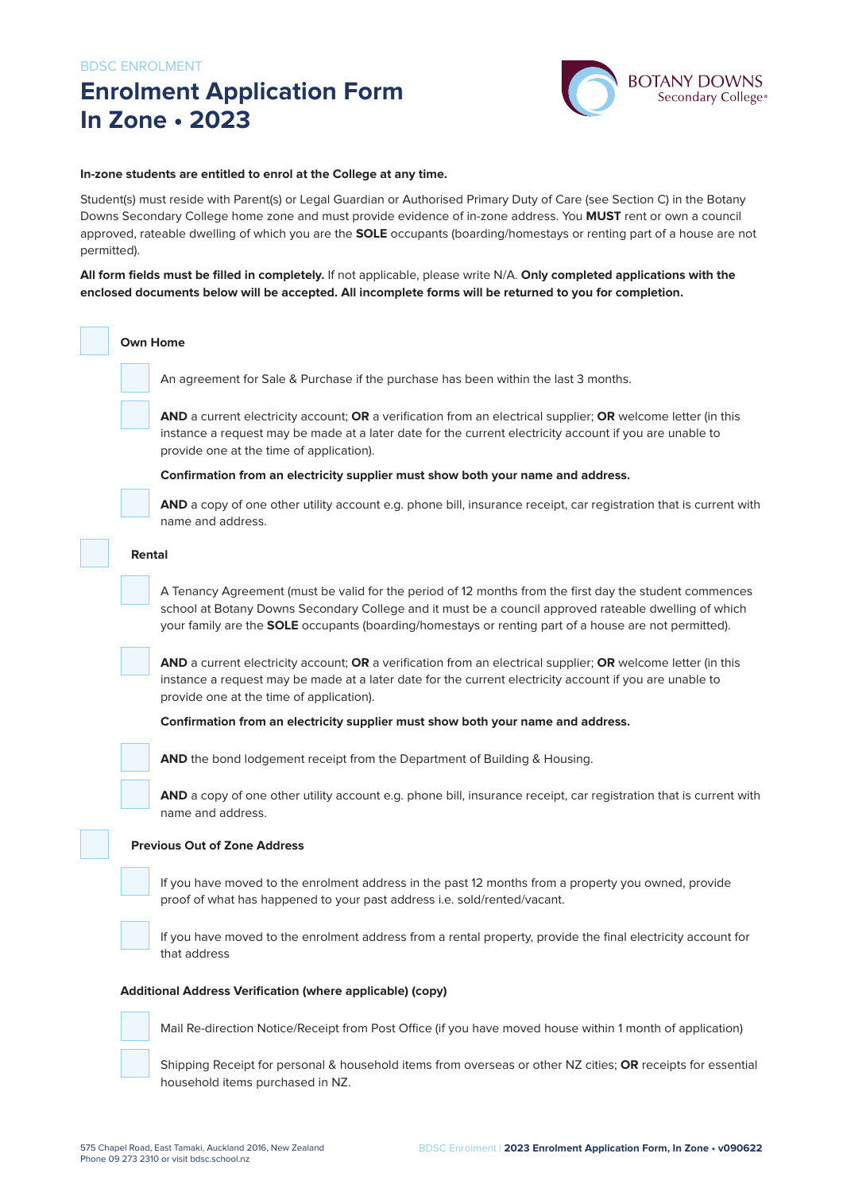BDSC ENROLMENT

# Enrolment Application Form In Zone • 2023

**In-zone students are entitled to enrol at the College at any time.**

Student(s) must reside with Parent(s) or Legal Guardian or Authorised Primary Duty of Care (see Section C) in the Botany Downs Secondary College home zone and must provide evidence of in-zone address. You **MUST** rent or own a council approved, rateable dwelling of which you are the **SOLE** occupants (boarding/homestays or renting part of a house are not permitted).

**All form fields must be filled in completely.** If not applicable, please write N/A. **Only completed applications with the enclosed documents below will be accepted. All incomplete forms will be returned to you for completion.**

- [ ] **Own Home**
  - [ ] An agreement for Sale & Purchase if the purchase has been within the last 3 months.
  - [ ] **AND** a current electricity account; **OR** a verification from an electrical supplier; **OR** welcome letter (in this instance a request may be made at a later date for the current electricity account if you are unable to provide one at the time of application).

    **Confirmation from an electricity supplier must show both your name and address.**
  - [ ] **AND** a copy of one other utility account e.g. phone bill, insurance receipt, car registration that is current with name and address.

- [ ] **Rental**
  - [ ] A Tenancy Agreement (must be valid for the period of 12 months from the first day the student commences school at Botany Downs Secondary College and it must be a council approved rateable dwelling of which your family are the **SOLE** occupants (boarding/homestays or renting part of a house are not permitted).
  - [ ] **AND** a current electricity account; **OR** a verification from an electrical supplier; **OR** welcome letter (in this instance a request may be made at a later date for the current electricity account if you are unable to provide one at the time of application).

    **Confirmation from an electricity supplier must show both your name and address.**
  - [ ] **AND** the bond lodgement receipt from the Department of Building & Housing.
  - [ ] **AND** a copy of one other utility account e.g. phone bill, insurance receipt, car registration that is current with name and address.

- [ ] **Previous Out of Zone Address**
  - [ ] If you have moved to the enrolment address in the past 12 months from a property you owned, provide proof of what has happened to your past address i.e. sold/rented/vacant.
  - [ ] If you have moved to the enrolment address from a rental property, provide the final electricity account for that address

**Additional Address Verification (where applicable) (copy)**

- [ ] Mail Re-direction Notice/Receipt from Post Office (if you have moved house within 1 month of application)
- [ ] Shipping Receipt for personal & household items from overseas or other NZ cities; **OR** receipts for essential household items purchased in NZ.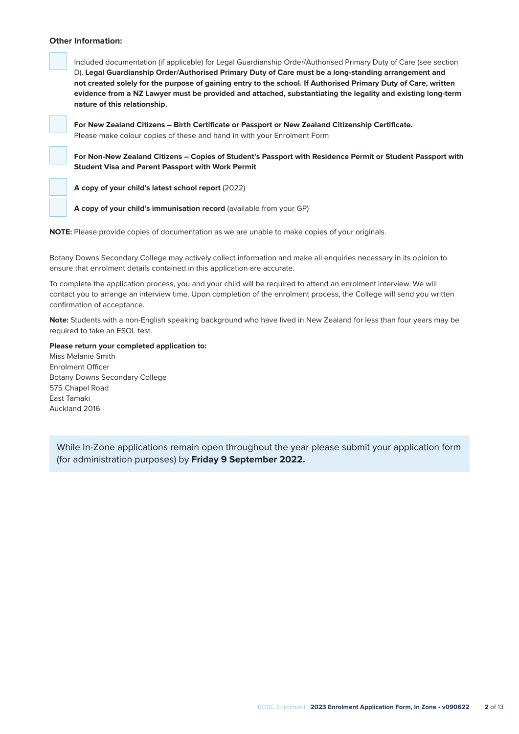**Other Information:**

- [ ] Included documentation (if applicable) for Legal Guardianship Order/Authorised Primary Duty of Care (see section D). **Legal Guardianship Order/Authorised Primary Duty of Care must be a long-standing arrangement and not created solely for the purpose of gaining entry to the school. If Authorised Primary Duty of Care, written evidence from a NZ Lawyer must be provided and attached, substantiating the legality and existing long-term nature of this relationship.**
- [ ] **For New Zealand Citizens – Birth Certificate or Passport or New Zealand Citizenship Certificate.** Please make colour copies of these and hand in with your Enrolment Form
- [ ] **For Non-New Zealand Citizens – Copies of Student's Passport with Residence Permit or Student Passport with Student Visa and Parent Passport with Work Permit**
- [ ] **A copy of your child's latest school report** (2022)
- [ ] **A copy of your child's immunisation record** (available from your GP)

**NOTE:** Please provide copies of documentation as we are unable to make copies of your originals.

Botany Downs Secondary College may actively collect information and make all enquiries necessary in its opinion to ensure that enrolment details contained in this application are accurate.

To complete the application process, you and your child will be required to attend an enrolment interview. We will contact you to arrange an interview time. Upon completion of the enrolment process, the College will send you written confirmation of acceptance.

**Note:** Students with a non-English speaking background who have lived in New Zealand for less than four years may be required to take an ESOL test.

**Please return your completed application to:**
Miss Melanie Smith
Enrolment Officer
Botany Downs Secondary College
575 Chapel Road
East Tamaki
Auckland 2016

While In-Zone applications remain open throughout the year please submit your application form (for administration purposes) by **Friday 9 September 2022.**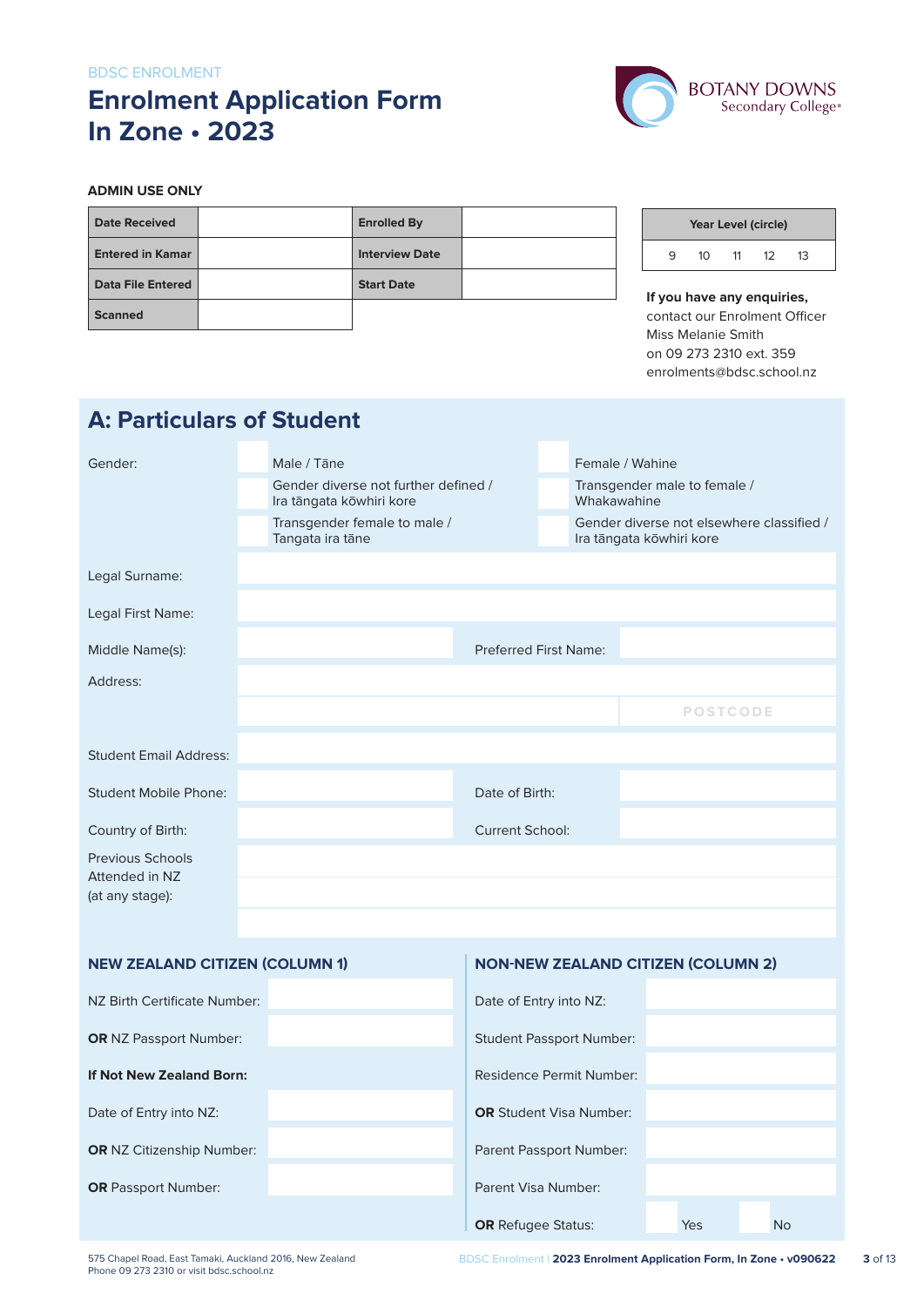BDSC ENROLMENT

# Enrolment Application Form In Zone • 2023

BOTANY DOWNS Secondary College

**ADMIN USE ONLY**

| Date Received | | Enrolled By | |
|---|---|---|---|
| Entered in Kamar | | Interview Date | |
| Data File Entered | | Start Date | |
| Scanned | | | |

| Year Level (circle) | | | | |
|---|---|---|---|---|
| 9 | 10 | 11 | 12 | 13 |

**If you have any enquiries,** contact our Enrolment Officer Miss Melanie Smith on 09 273 2310 ext. 359 enrolments@bdsc.school.nz

## A: Particulars of Student

Gender:

- Male / Tāne
- Female / Wahine
- Gender diverse not further defined / Ira tāngata kōwhiri kore
- Transgender male to female / Whakawahine
- Transgender female to male / Tangata ira tāne
- Gender diverse not elsewhere classified / Ira tāngata kōwhiri kore

Legal Surname:

Legal First Name:

Middle Name(s): | Preferred First Name:

Address:

POSTCODE

Student Email Address:

Student Mobile Phone: | Date of Birth:

Country of Birth: | Current School:

Previous Schools Attended in NZ (at any stage):

### NEW ZEALAND CITIZEN (COLUMN 1)

NZ Birth Certificate Number:

**OR** NZ Passport Number:

**If Not New Zealand Born:**

Date of Entry into NZ:

**OR** NZ Citizenship Number:

**OR** Passport Number:

### NON-NEW ZEALAND CITIZEN (COLUMN 2)

Date of Entry into NZ:

Student Passport Number:

Residence Permit Number:

**OR** Student Visa Number:

Parent Passport Number:

Parent Visa Number:

**OR** Refugee Status: Yes No

575 Chapel Road, East Tamaki, Auckland 2016, New Zealand
Phone 09 273 2310 or visit bdsc.school.nz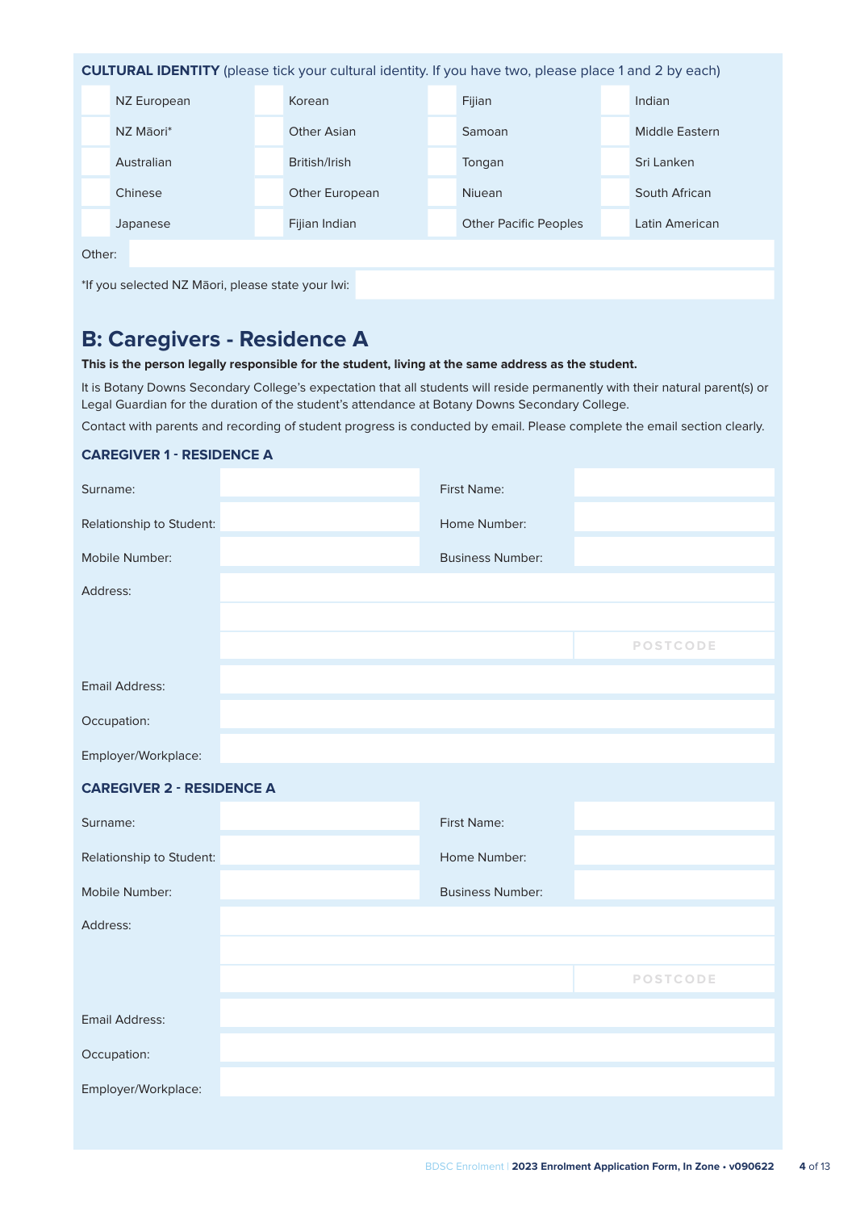**CULTURAL IDENTITY** (please tick your cultural identity. If you have two, please place 1 and 2 by each)

| | | | | | | | |
|---|---|---|---|---|---|---|---|
| | NZ European | | Korean | | Fijian | | Indian |
| | NZ Māori* | | Other Asian | | Samoan | | Middle Eastern |
| | Australian | | British/Irish | | Tongan | | Sri Lanken |
| | Chinese | | Other European | | Niuean | | South African |
| | Japanese | | Fijian Indian | | Other Pacific Peoples | | Latin American |

Other:

*If you selected NZ Māori, please state your Iwi:

## B: Caregivers - Residence A

**This is the person legally responsible for the student, living at the same address as the student.**

It is Botany Downs Secondary College's expectation that all students will reside permanently with their natural parent(s) or Legal Guardian for the duration of the student's attendance at Botany Downs Secondary College.

Contact with parents and recording of student progress is conducted by email. Please complete the email section clearly.

### CAREGIVER 1 - RESIDENCE A

| | | | |
|---|---|---|---|
| Surname: | | First Name: | |
| Relationship to Student: | | Home Number: | |
| Mobile Number: | | Business Number: | |

Address:

POSTCODE

Email Address:

Occupation:

Employer/Workplace:

### CAREGIVER 2 - RESIDENCE A

| | | | |
|---|---|---|---|
| Surname: | | First Name: | |
| Relationship to Student: | | Home Number: | |
| Mobile Number: | | Business Number: | |

Address:

POSTCODE

Email Address:

Occupation:

Employer/Workplace: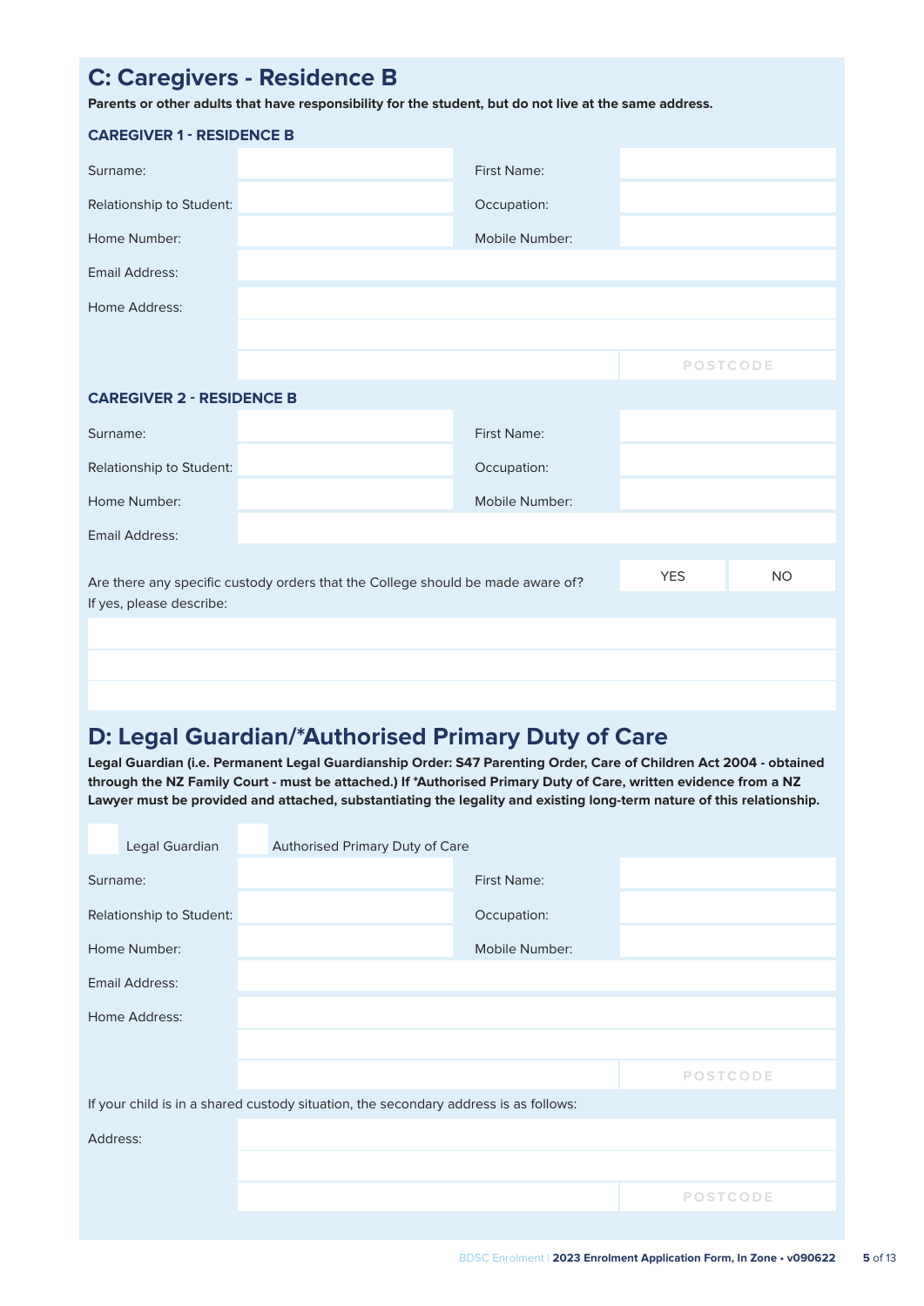## C: Caregivers - Residence B

**Parents or other adults that have responsibility for the student, but do not live at the same address.**

### CAREGIVER 1 - RESIDENCE B

| | | | |
|---|---|---|---|
| Surname: | | First Name: | |
| Relationship to Student: | | Occupation: | |
| Home Number: | | Mobile Number: | |
| Email Address: | | | |
| Home Address: | | | |
| | | | |
| | | | POSTCODE |

### CAREGIVER 2 - RESIDENCE B

| | | | |
|---|---|---|---|
| Surname: | | First Name: | |
| Relationship to Student: | | Occupation: | |
| Home Number: | | Mobile Number: | |
| Email Address: | | | |

Are there any specific custody orders that the College should be made aware of? YES NO

If yes, please describe:

## D: Legal Guardian/*Authorised Primary Duty of Care

**Legal Guardian (i.e. Permanent Legal Guardianship Order: S47 Parenting Order, Care of Children Act 2004 - obtained through the NZ Family Court - must be attached.) If *Authorised Primary Duty of Care, written evidence from a NZ Lawyer must be provided and attached, substantiating the legality and existing long-term nature of this relationship.**

☐ Legal Guardian ☐ Authorised Primary Duty of Care

| | | | |
|---|---|---|---|
| Surname: | | First Name: | |
| Relationship to Student: | | Occupation: | |
| Home Number: | | Mobile Number: | |
| Email Address: | | | |
| Home Address: | | | |
| | | | |
| | | | POSTCODE |

If your child is in a shared custody situation, the secondary address is as follows:

| | | |
|---|---|---|
| Address: | | |
| | | |
| | | POSTCODE |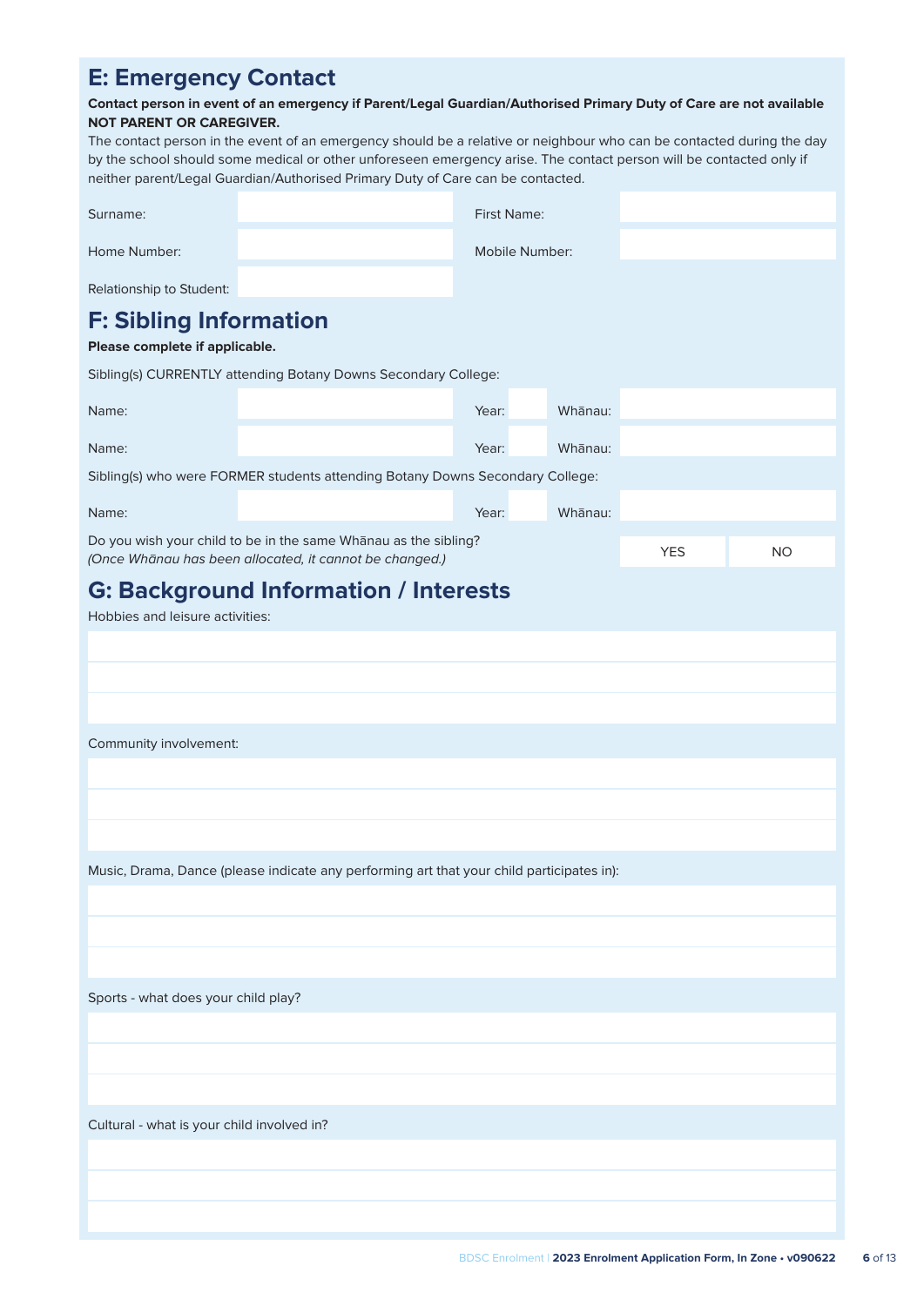## E: Emergency Contact

**Contact person in event of an emergency if Parent/Legal Guardian/Authorised Primary Duty of Care are not available NOT PARENT OR CAREGIVER.**

The contact person in the event of an emergency should be a relative or neighbour who can be contacted during the day by the school should some medical or other unforeseen emergency arise. The contact person will be contacted only if neither parent/Legal Guardian/Authorised Primary Duty of Care can be contacted.

| Surname: | | First Name: | |
|---|---|---|---|
| Home Number: | | Mobile Number: | |
| Relationship to Student: | | | |

## F: Sibling Information

**Please complete if applicable.**

Sibling(s) CURRENTLY attending Botany Downs Secondary College:

| Name: | | Year: | | Whānau: | |
|---|---|---|---|---|---|
| Name: | | Year: | | Whānau: | |

Sibling(s) who were FORMER students attending Botany Downs Secondary College:

| Name: | | Year: | | Whānau: | |
|---|---|---|---|---|---|

Do you wish your child to be in the same Whānau as the sibling?
*(Once Whānau has been allocated, it cannot be changed.)*

YES NO

## G: Background Information / Interests

Hobbies and leisure activities:

Community involvement:

Music, Drama, Dance (please indicate any performing art that your child participates in):

Sports - what does your child play?

Cultural - what is your child involved in?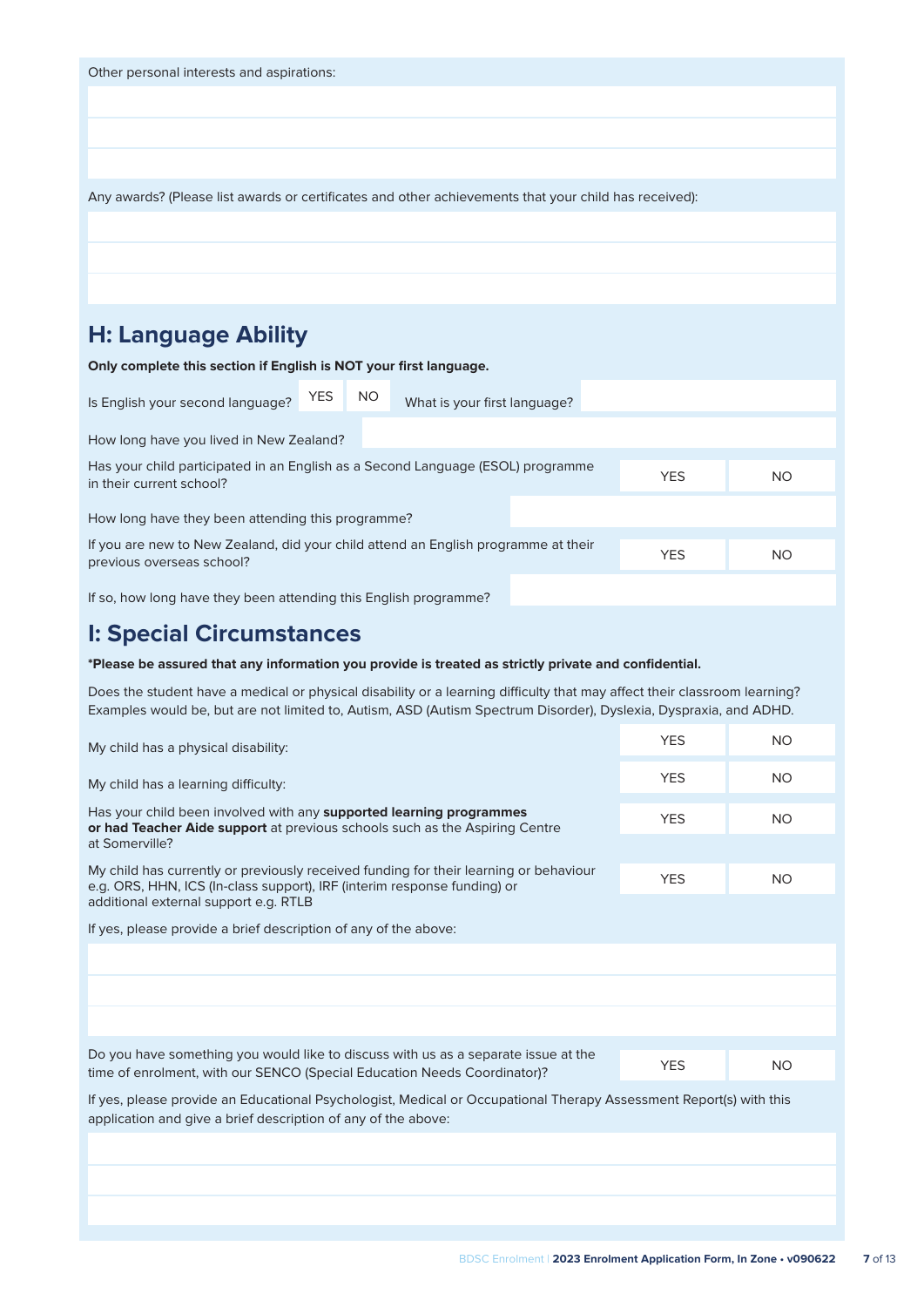Other personal interests and aspirations:

Any awards? (Please list awards or certificates and other achievements that your child has received):

## H: Language Ability

**Only complete this section if English is NOT your first language.**

Is English your second language? YES NO What is your first language?

How long have you lived in New Zealand?

| | | |
|---|---|---|
| Has your child participated in an English as a Second Language (ESOL) programme in their current school? | YES | NO |

How long have they been attending this programme?

| | | |
|---|---|---|
| If you are new to New Zealand, did your child attend an English programme at their previous overseas school? | YES | NO |

If so, how long have they been attending this English programme?

## I: Special Circumstances

**\*Please be assured that any information you provide is treated as strictly private and confidential.**

Does the student have a medical or physical disability or a learning difficulty that may affect their classroom learning? Examples would be, but are not limited to, Autism, ASD (Autism Spectrum Disorder), Dyslexia, Dyspraxia, and ADHD.

| | | |
|---|---|---|
| My child has a physical disability: | YES | NO |
| My child has a learning difficulty: | YES | NO |
| Has your child been involved with any **supported learning programmes or had Teacher Aide support** at previous schools such as the Aspiring Centre at Somerville? | YES | NO |
| My child has currently or previously received funding for their learning or behaviour e.g. ORS, HHN, ICS (In-class support), IRF (interim response funding) or additional external support e.g. RTLB | YES | NO |

If yes, please provide a brief description of any of the above:

| | | |
|---|---|---|
| Do you have something you would like to discuss with us as a separate issue at the time of enrolment, with our SENCO (Special Education Needs Coordinator)? | YES | NO |

If yes, please provide an Educational Psychologist, Medical or Occupational Therapy Assessment Report(s) with this application and give a brief description of any of the above: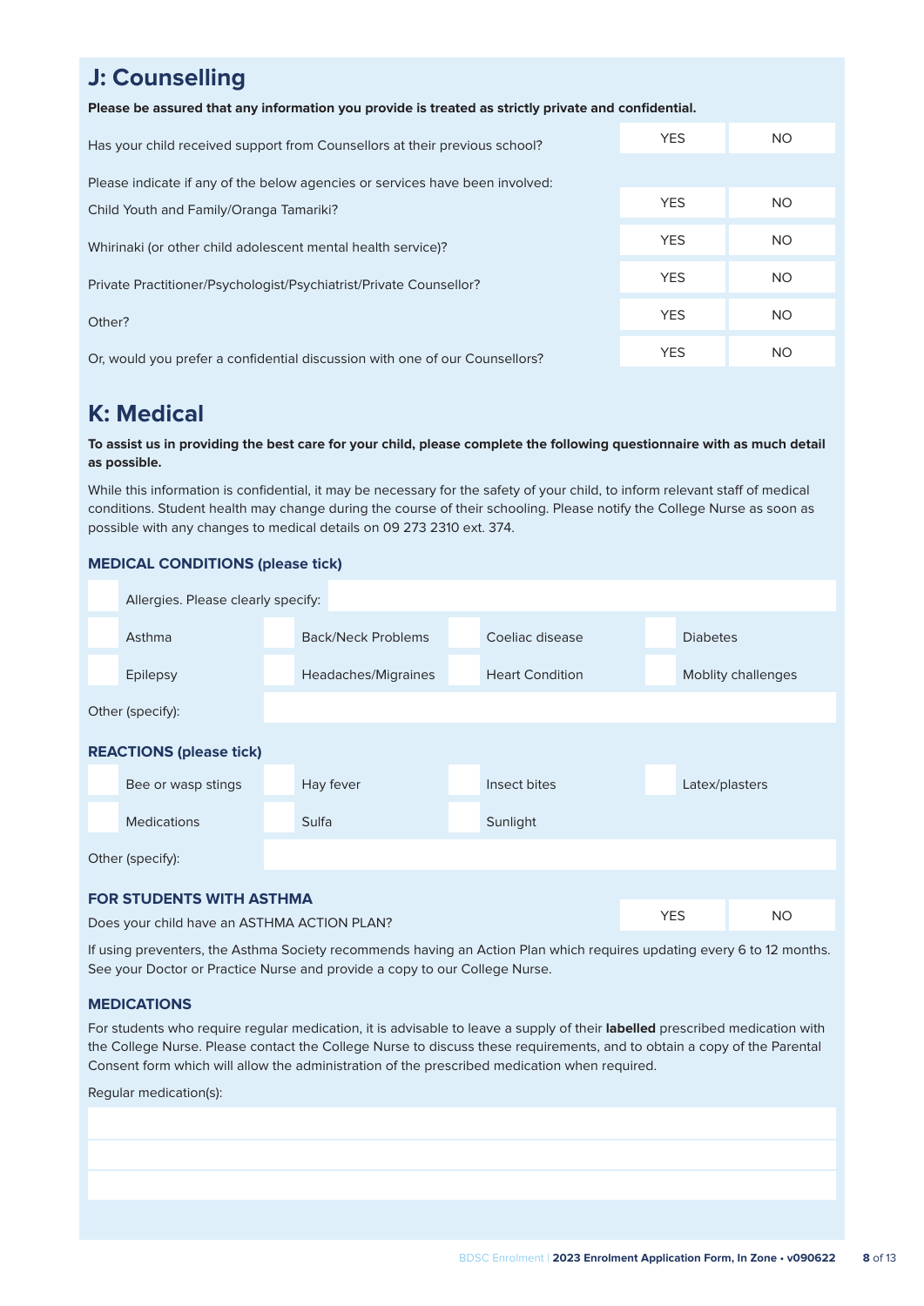## J: Counselling

**Please be assured that any information you provide is treated as strictly private and confidential.**

| | | |
|---|---|---|
| Has your child received support from Counsellors at their previous school? | YES | NO |
| Please indicate if any of the below agencies or services have been involved: | | |
| Child Youth and Family/Oranga Tamariki? | YES | NO |
| Whirinaki (or other child adolescent mental health service)? | YES | NO |
| Private Practitioner/Psychologist/Psychiatrist/Private Counsellor? | YES | NO |
| Other? | YES | NO |
| Or, would you prefer a confidential discussion with one of our Counsellors? | YES | NO |

## K: Medical

**To assist us in providing the best care for your child, please complete the following questionnaire with as much detail as possible.**

While this information is confidential, it may be necessary for the safety of your child, to inform relevant staff of medical conditions. Student health may change during the course of their schooling. Please notify the College Nurse as soon as possible with any changes to medical details on 09 273 2310 ext. 374.

### MEDICAL CONDITIONS (please tick)

- [ ] Allergies. Please clearly specify:

| | | | |
|---|---|---|---|
| Asthma | Back/Neck Problems | Coeliac disease | Diabetes |
| Epilepsy | Headaches/Migraines | Heart Condition | Moblity challenges |

Other (specify):

### REACTIONS (please tick)

| | | | |
|---|---|---|---|
| Bee or wasp stings | Hay fever | Insect bites | Latex/plasters |
| Medications | Sulfa | Sunlight | |

Other (specify):

### FOR STUDENTS WITH ASTHMA

| | | |
|---|---|---|
| Does your child have an ASTHMA ACTION PLAN? | YES | NO |

If using preventers, the Asthma Society recommends having an Action Plan which requires updating every 6 to 12 months. See your Doctor or Practice Nurse and provide a copy to our College Nurse.

### MEDICATIONS

For students who require regular medication, it is advisable to leave a supply of their **labelled** prescribed medication with the College Nurse. Please contact the College Nurse to discuss these requirements, and to obtain a copy of the Parental Consent form which will allow the administration of the prescribed medication when required.

Regular medication(s):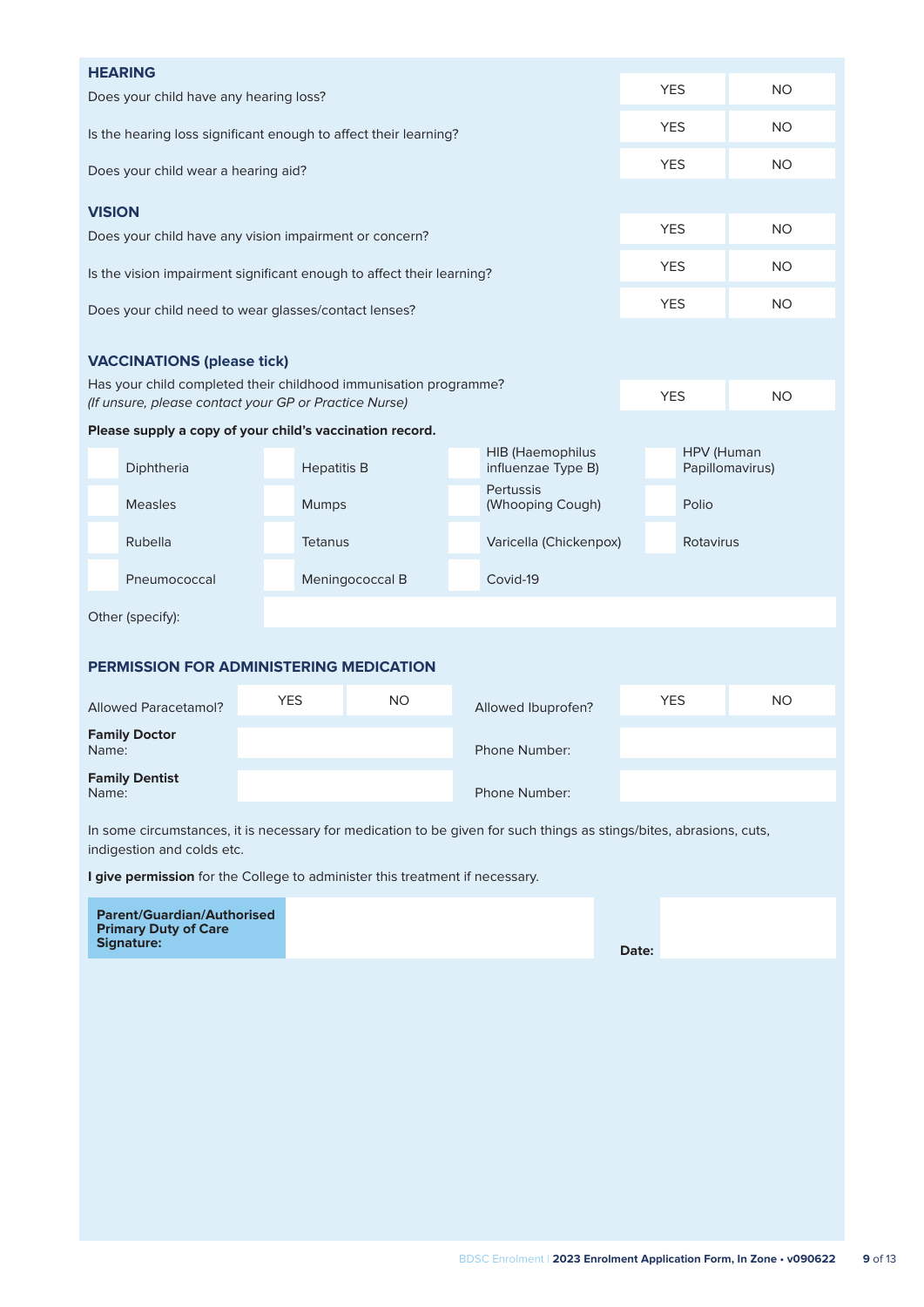## HEARING

| | | |
|---|---|---|
| Does your child have any hearing loss? | YES | NO |
| Is the hearing loss significant enough to affect their learning? | YES | NO |
| Does your child wear a hearing aid? | YES | NO |

## VISION

| | | |
|---|---|---|
| Does your child have any vision impairment or concern? | YES | NO |
| Is the vision impairment significant enough to affect their learning? | YES | NO |
| Does your child need to wear glasses/contact lenses? | YES | NO |

## VACCINATIONS (please tick)

| | | |
|---|---|---|
| Has your child completed their childhood immunisation programme? *(If unsure, please contact your GP or Practice Nurse)* | YES | NO |

**Please supply a copy of your child's vaccination record.**

| | | | | | | | |
|---|---|---|---|---|---|---|---|
| | Diphtheria | | Hepatitis B | | HIB (Haemophilus influenzae Type B) | | HPV (Human Papillomavirus) |
| | Measles | | Mumps | | Pertussis (Whooping Cough) | | Polio |
| | Rubella | | Tetanus | | Varicella (Chickenpox) | | Rotavirus |
| | Pneumococcal | | Meningococcal B | | Covid-19 | | |

Other (specify):

## PERMISSION FOR ADMINISTERING MEDICATION

| | | | | | |
|---|---|---|---|---|---|
| Allowed Paracetamol? | YES | NO | Allowed Ibuprofen? | YES | NO |
| **Family Doctor** Name: | | | Phone Number: | | |
| **Family Dentist** Name: | | | Phone Number: | | |

In some circumstances, it is necessary for medication to be given for such things as stings/bites, abrasions, cuts, indigestion and colds etc.

**I give permission** for the College to administer this treatment if necessary.

| | | | |
|---|---|---|---|
| **Parent/Guardian/Authorised Primary Duty of Care Signature:** | | **Date:** | |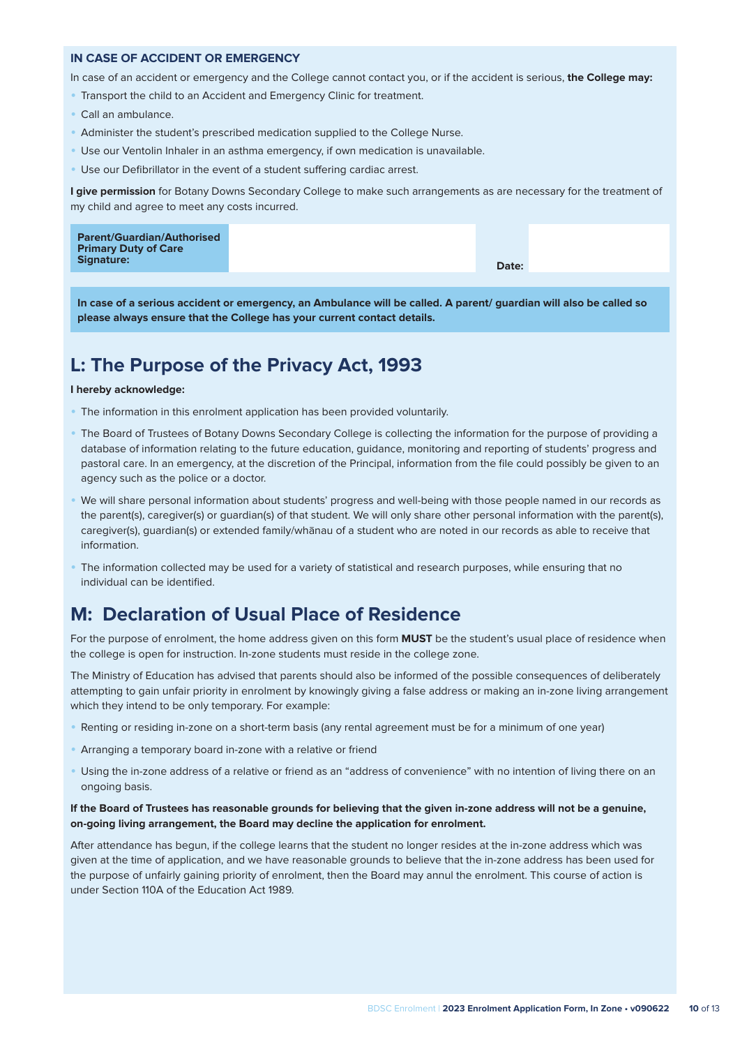**IN CASE OF ACCIDENT OR EMERGENCY**

In case of an accident or emergency and the College cannot contact you, or if the accident is serious, **the College may:**

- Transport the child to an Accident and Emergency Clinic for treatment.
- Call an ambulance.
- Administer the student's prescribed medication supplied to the College Nurse.
- Use our Ventolin Inhaler in an asthma emergency, if own medication is unavailable.
- Use our Defibrillator in the event of a student suffering cardiac arrest.

**I give permission** for Botany Downs Secondary College to make such arrangements as are necessary for the treatment of my child and agree to meet any costs incurred.

| **Parent/Guardian/Authorised Primary Duty of Care Signature:** | | **Date:** | |
|---|---|---|---|

**In case of a serious accident or emergency, an Ambulance will be called. A parent/ guardian will also be called so please always ensure that the College has your current contact details.**

## L: The Purpose of the Privacy Act, 1993

**I hereby acknowledge:**

- The information in this enrolment application has been provided voluntarily.
- The Board of Trustees of Botany Downs Secondary College is collecting the information for the purpose of providing a database of information relating to the future education, guidance, monitoring and reporting of students' progress and pastoral care. In an emergency, at the discretion of the Principal, information from the file could possibly be given to an agency such as the police or a doctor.
- We will share personal information about students' progress and well-being with those people named in our records as the parent(s), caregiver(s) or guardian(s) of that student. We will only share other personal information with the parent(s), caregiver(s), guardian(s) or extended family/whānau of a student who are noted in our records as able to receive that information.
- The information collected may be used for a variety of statistical and research purposes, while ensuring that no individual can be identified.

## M: Declaration of Usual Place of Residence

For the purpose of enrolment, the home address given on this form **MUST** be the student's usual place of residence when the college is open for instruction. In-zone students must reside in the college zone.

The Ministry of Education has advised that parents should also be informed of the possible consequences of deliberately attempting to gain unfair priority in enrolment by knowingly giving a false address or making an in-zone living arrangement which they intend to be only temporary. For example:

- Renting or residing in-zone on a short-term basis (any rental agreement must be for a minimum of one year)
- Arranging a temporary board in-zone with a relative or friend
- Using the in-zone address of a relative or friend as an "address of convenience" with no intention of living there on an ongoing basis.

**If the Board of Trustees has reasonable grounds for believing that the given in-zone address will not be a genuine, on-going living arrangement, the Board may decline the application for enrolment.**

After attendance has begun, if the college learns that the student no longer resides at the in-zone address which was given at the time of application, and we have reasonable grounds to believe that the in-zone address has been used for the purpose of unfairly gaining priority of enrolment, then the Board may annul the enrolment. This course of action is under Section 110A of the Education Act 1989.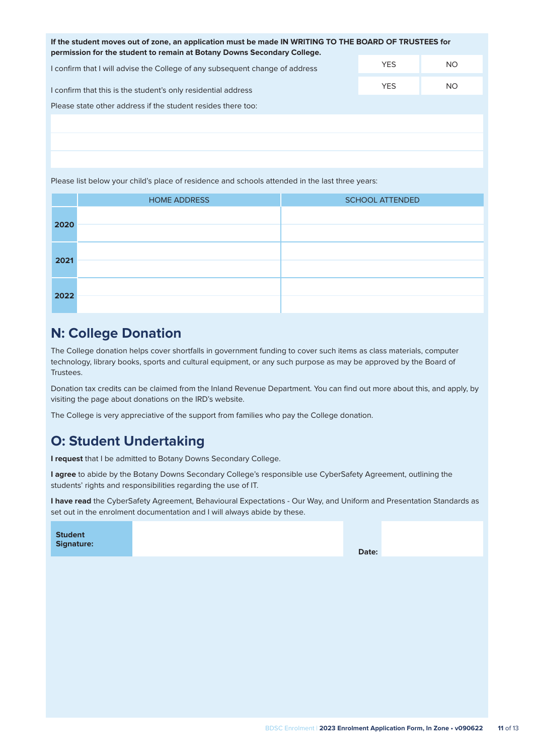**If the student moves out of zone, an application must be made IN WRITING TO THE BOARD OF TRUSTEES for permission for the student to remain at Botany Downs Secondary College.**

| | | |
|---|---|---|
| I confirm that I will advise the College of any subsequent change of address | YES | NO |
| I confirm that this is the student's only residential address | YES | NO |

Please state other address if the student resides there too:

Please list below your child's place of residence and schools attended in the last three years:

| | HOME ADDRESS | SCHOOL ATTENDED |
|---|---|---|
| **2020** | | |
| **2021** | | |
| **2022** | | |

## N: College Donation

The College donation helps cover shortfalls in government funding to cover such items as class materials, computer technology, library books, sports and cultural equipment, or any such purpose as may be approved by the Board of Trustees.

Donation tax credits can be claimed from the Inland Revenue Department. You can find out more about this, and apply, by visiting the page about donations on the IRD's website.

The College is very appreciative of the support from families who pay the College donation.

## O: Student Undertaking

**I request** that I be admitted to Botany Downs Secondary College.

**I agree** to abide by the Botany Downs Secondary College's responsible use CyberSafety Agreement, outlining the students' rights and responsibilities regarding the use of IT.

**I have read** the CyberSafety Agreement, Behavioural Expectations - Our Way, and Uniform and Presentation Standards as set out in the enrolment documentation and I will always abide by these.

| **Student Signature:** | | **Date:** | |
|---|---|---|---|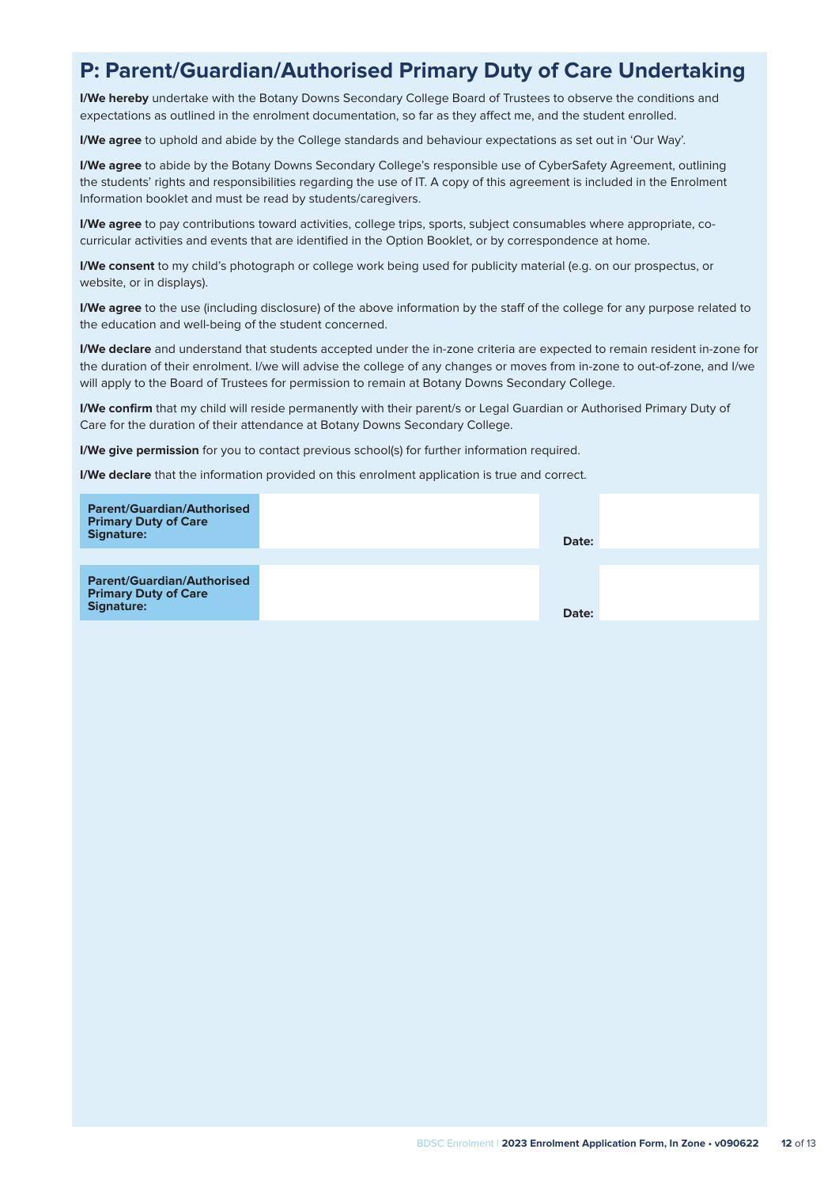## P: Parent/Guardian/Authorised Primary Duty of Care Undertaking

**I/We hereby** undertake with the Botany Downs Secondary College Board of Trustees to observe the conditions and expectations as outlined in the enrolment documentation, so far as they affect me, and the student enrolled.

**I/We agree** to uphold and abide by the College standards and behaviour expectations as set out in 'Our Way'.

**I/We agree** to abide by the Botany Downs Secondary College's responsible use of CyberSafety Agreement, outlining the students' rights and responsibilities regarding the use of IT. A copy of this agreement is included in the Enrolment Information booklet and must be read by students/caregivers.

**I/We agree** to pay contributions toward activities, college trips, sports, subject consumables where appropriate, co-curricular activities and events that are identified in the Option Booklet, or by correspondence at home.

**I/We consent** to my child's photograph or college work being used for publicity material (e.g. on our prospectus, or website, or in displays).

**I/We agree** to the use (including disclosure) of the above information by the staff of the college for any purpose related to the education and well-being of the student concerned.

**I/We declare** and understand that students accepted under the in-zone criteria are expected to remain resident in-zone for the duration of their enrolment. I/we will advise the college of any changes or moves from in-zone to out-of-zone, and I/we will apply to the Board of Trustees for permission to remain at Botany Downs Secondary College.

**I/We confirm** that my child will reside permanently with their parent/s or Legal Guardian or Authorised Primary Duty of Care for the duration of their attendance at Botany Downs Secondary College.

**I/We give permission** for you to contact previous school(s) for further information required.

**I/We declare** that the information provided on this enrolment application is true and correct.

| **Parent/Guardian/Authorised Primary Duty of Care Signature:** | | **Date:** | |
|---|---|---|---|
| **Parent/Guardian/Authorised Primary Duty of Care Signature:** | | **Date:** | |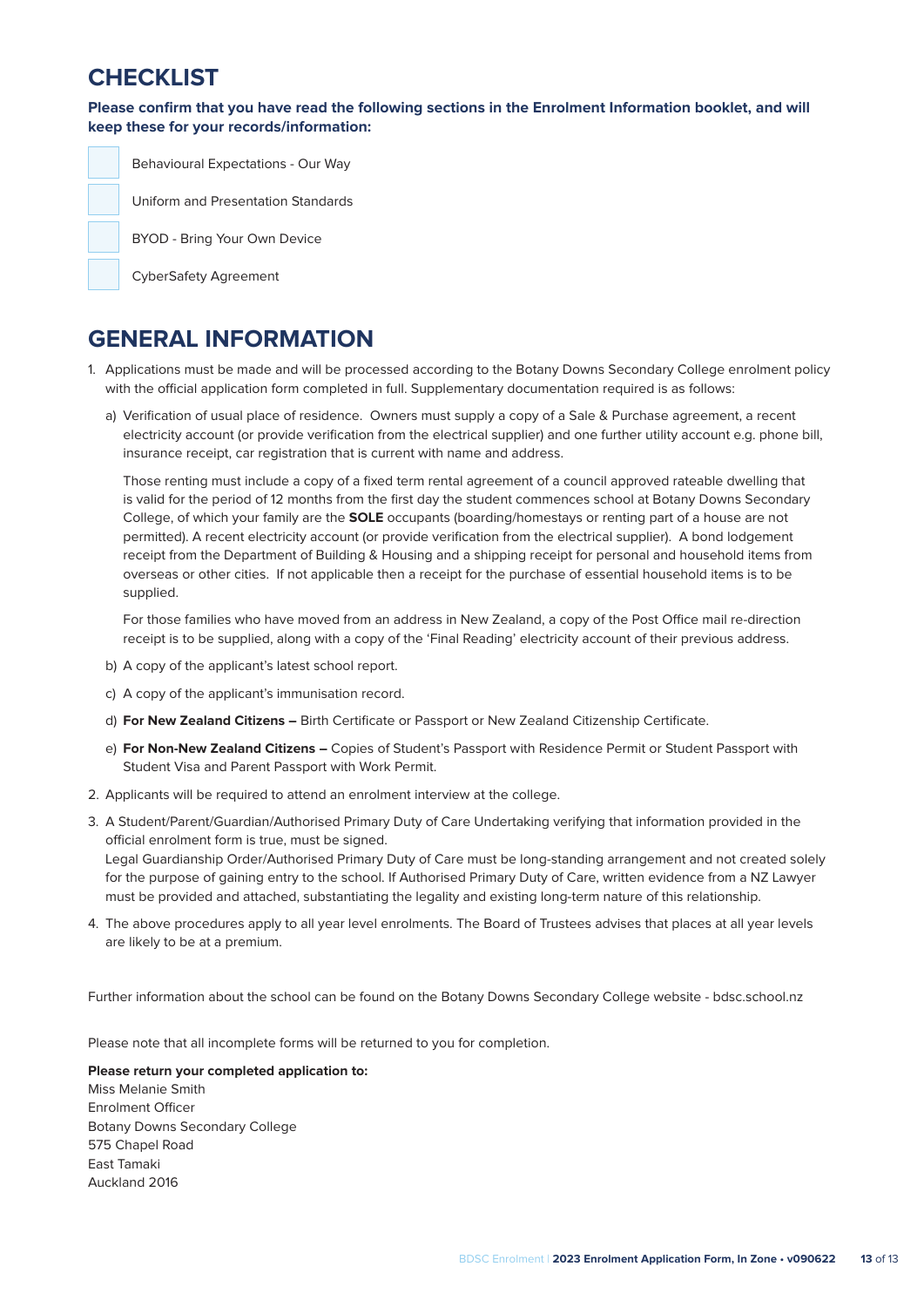## CHECKLIST

**Please confirm that you have read the following sections in the Enrolment Information booklet, and will keep these for your records/information:**

- [ ] Behavioural Expectations - Our Way
- [ ] Uniform and Presentation Standards
- [ ] BYOD - Bring Your Own Device
- [ ] CyberSafety Agreement

## GENERAL INFORMATION

1. Applications must be made and will be processed according to the Botany Downs Secondary College enrolment policy with the official application form completed in full. Supplementary documentation required is as follows:

   a) Verification of usual place of residence. Owners must supply a copy of a Sale & Purchase agreement, a recent electricity account (or provide verification from the electrical supplier) and one further utility account e.g. phone bill, insurance receipt, car registration that is current with name and address.

      Those renting must include a copy of a fixed term rental agreement of a council approved rateable dwelling that is valid for the period of 12 months from the first day the student commences school at Botany Downs Secondary College, of which your family are the **SOLE** occupants (boarding/homestays or renting part of a house are not permitted). A recent electricity account (or provide verification from the electrical supplier). A bond lodgement receipt from the Department of Building & Housing and a shipping receipt for personal and household items from overseas or other cities. If not applicable then a receipt for the purchase of essential household items is to be supplied.

      For those families who have moved from an address in New Zealand, a copy of the Post Office mail re-direction receipt is to be supplied, along with a copy of the 'Final Reading' electricity account of their previous address.

   b) A copy of the applicant's latest school report.

   c) A copy of the applicant's immunisation record.

   d) **For New Zealand Citizens –** Birth Certificate or Passport or New Zealand Citizenship Certificate.

   e) **For Non-New Zealand Citizens –** Copies of Student's Passport with Residence Permit or Student Passport with Student Visa and Parent Passport with Work Permit.

2. Applicants will be required to attend an enrolment interview at the college.

3. A Student/Parent/Guardian/Authorised Primary Duty of Care Undertaking verifying that information provided in the official enrolment form is true, must be signed.
   Legal Guardianship Order/Authorised Primary Duty of Care must be long-standing arrangement and not created solely for the purpose of gaining entry to the school. If Authorised Primary Duty of Care, written evidence from a NZ Lawyer must be provided and attached, substantiating the legality and existing long-term nature of this relationship.

4. The above procedures apply to all year level enrolments. The Board of Trustees advises that places at all year levels are likely to be at a premium.

Further information about the school can be found on the Botany Downs Secondary College website - bdsc.school.nz

Please note that all incomplete forms will be returned to you for completion.

**Please return your completed application to:**
Miss Melanie Smith
Enrolment Officer
Botany Downs Secondary College
575 Chapel Road
East Tamaki
Auckland 2016